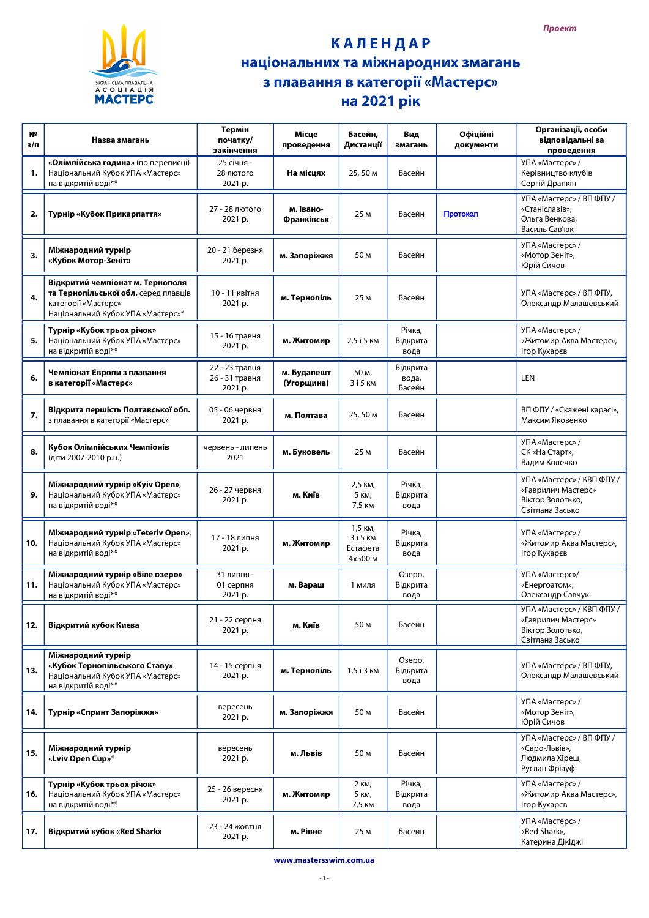*Проект*

# КАЛЕНДАР
## національних та міжнародних змагань з плавання в категорії «Мастерс» на 2021 рік

| № з/п | Назва змагань | Термін початку/ закінчення | Місце проведення | Басейн, Дистанції | Вид змагань | Офіційні документи | Організації, особи відповідальні за проведення |
|---|---|---|---|---|---|---|---|
| **1.** | **«Олімпійська година»** (по переписці) Національний Кубок УПА «Мастерс» на відкритій воді** | 25 січня - 28 лютого 2021 р. | **На місцях** | 25, 50 м | Басейн | | УПА «Мастерс» / Керівництво клубів Сергій Драпкін |
| **2.** | **Турнір «Кубок Прикарпаття»** | 27 - 28 лютого 2021 р. | **м. Івано-Франківськ** | 25 м | Басейн | Протокол | УПА «Мастерс» / ВП ФПУ / «Станіславів», Ольга Венкова, Василь Сав'юк |
| **3.** | **Міжнародний турнір «Кубок Мотор-Зеніт»** | 20 - 21 березня 2021 р. | **м. Запоріжжя** | 50 м | Басейн | | УПА «Мастерс» / «Мотор Зеніт», Юрій Сичов |
| **4.** | **Відкритий чемпіонат м. Тернополя та Тернопільської обл.** серед плавців категорії «Мастерс» Національний Кубок УПА «Мастерс»* | 10 - 11 квітня 2021 р. | **м. Тернопіль** | 25 м | Басейн | | УПА «Мастерс» / ВП ФПУ, Олександр Малашевський |
| **5.** | **Турнір «Кубок трьох річок»** Національний Кубок УПА «Мастерс» на відкритій воді** | 15 - 16 травня 2021 р. | **м. Житомир** | 2,5 і 5 км | Річка, Відкрита вода | | УПА «Мастерс» / «Житомир Аква Мастерс», Ігор Кухарєв |
| **6.** | **Чемпіонат Європи з плавання в категорії «Мастерс»** | 22 - 23 травня 26 - 31 травня 2021 р. | **м. Будапешт (Угорщина)** | 50 м, 3 і 5 км | Відкрита вода, Басейн | | LEN |
| **7.** | **Відкрита першість Полтавської обл.** з плавання в категорії «Мастерс» | 05 - 06 червня 2021 р. | **м. Полтава** | 25, 50 м | Басейн | | ВП ФПУ / «Скажені карасі», Максим Яковенко |
| **8.** | **Кубок Олімпійських Чемпіонів** (діти 2007-2010 р.н.) | червень - липень 2021 | **м. Буковель** | 25 м | Басейн | | УПА «Мастерс» / СК «На Старт», Вадим Колечко |
| **9.** | **Міжнародний турнір «Kyiv Open»**, Національний Кубок УПА «Мастерс» на відкритій воді** | 26 - 27 червня 2021 р. | **м. Київ** | 2,5 км, 5 км, 7,5 км | Річка, Відкрита вода | | УПА «Мастерс» / КВП ФПУ / «Гаврилич Мастерс» Віктор Золотько, Світлана Засько |
| **10.** | **Міжнародний турнір «Teteriv Open»**, Національний Кубок УПА «Мастерс» на відкритій воді** | 17 - 18 липня 2021 р. | **м. Житомир** | 1,5 км, 3 і 5 км Естафета 4х500 м | Річка, Відкрита вода | | УПА «Мастерс» / «Житомир Аква Мастерс», Ігор Кухарєв |
| **11.** | **Міжнародний турнір «Біле озеро»** Національний Кубок УПА «Мастерс» на відкритій воді** | 31 липня - 01 серпня 2021 р. | **м. Вараш** | 1 миля | Озеро, Відкрита вода | | УПА «Мастерс»/ «Енергоатом», Олександр Савчук |
| **12.** | **Відкритий кубок Києва** | 21 - 22 серпня 2021 р. | **м. Київ** | 50 м | Басейн | | УПА «Мастерс» / КВП ФПУ / «Гаврилич Мастерс» Віктор Золотько, Світлана Засько |
| **13.** | **Міжнародний турнір «Кубок Тернопільського Ставу»** Національний Кубок УПА «Мастерс» на відкритій воді** | 14 - 15 серпня 2021 р. | **м. Тернопіль** | 1,5 і 3 км | Озеро, Відкрита вода | | УПА «Мастерс» / ВП ФПУ, Олександр Малашевський |
| **14.** | **Турнір «Спринт Запоріжжя»** | вересень 2021 р. | **м. Запоріжжя** | 50 м | Басейн | | УПА «Мастерс» / «Мотор Зеніт», Юрій Сичов |
| **15.** | **Міжнародний турнір «Lviv Open Cup»*** | вересень 2021 р. | **м. Львів** | 50 м | Басейн | | УПА «Мастерс» / ВП ФПУ / «Євро-Львів», Людмила Хіреш, Руслан Фріауф |
| **16.** | **Турнір «Кубок трьох річок»** Національний Кубок УПА «Мастерс» на відкритій воді** | 25 - 26 вересня 2021 р. | **м. Житомир** | 2 км, 5 км, 7,5 км | Річка, Відкрита вода | | УПА «Мастерс» / «Житомир Аква Мастерс», Ігор Кухарєв |
| **17.** | **Відкритий кубок «Red Shark»** | 23 - 24 жовтня 2021 р. | **м. Рівне** | 25 м | Басейн | | УПА «Мастерс» / «Red Shark», Катерина Дікіджі |

**www.mastersswim.com.ua**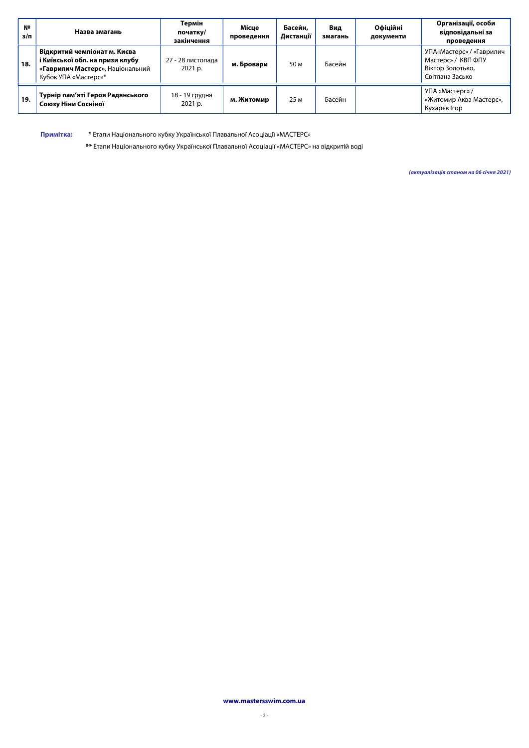| № з/п | Назва змагань | Термін початку/ закінчення | Місце проведення | Басейн, Дистанції | Вид змагань | Офіційні документи | Організації, особи відповідальні за проведення |
|---|---|---|---|---|---|---|---|
| 18. | **Відкритий чемпіонат м. Києва і Київської обл. на призи клубу «Гаврилич Мастерс»**, Національний Кубок УПА «Мастерс»* | 27 - 28 листопада 2021 р. | **м. Бровари** | 50 м | Басейн | | УПА«Мастерс» / «Гаврилич Мастерс» / КВП ФПУ Віктор Золотько, Світлана Засько |
| 19. | **Турнір пам'яті Героя Радянського Союзу Ніни Сосніної** | 18 - 19 грудня 2021 р. | **м. Житомир** | 25 м | Басейн | | УПА «Мастерс» / «Житомир Аква Мастерс», Кухарєв Ігор |

**Примітка:** * Етапи Національного кубку Української Плавальної Асоціації «МАСТЕРС»

** Етапи Національного кубку Української Плавальної Асоціації «МАСТЕРС» на відкритій воді

***(актуалізація станом на 06 січня 2021)***

**www.mastersswim.com.ua**